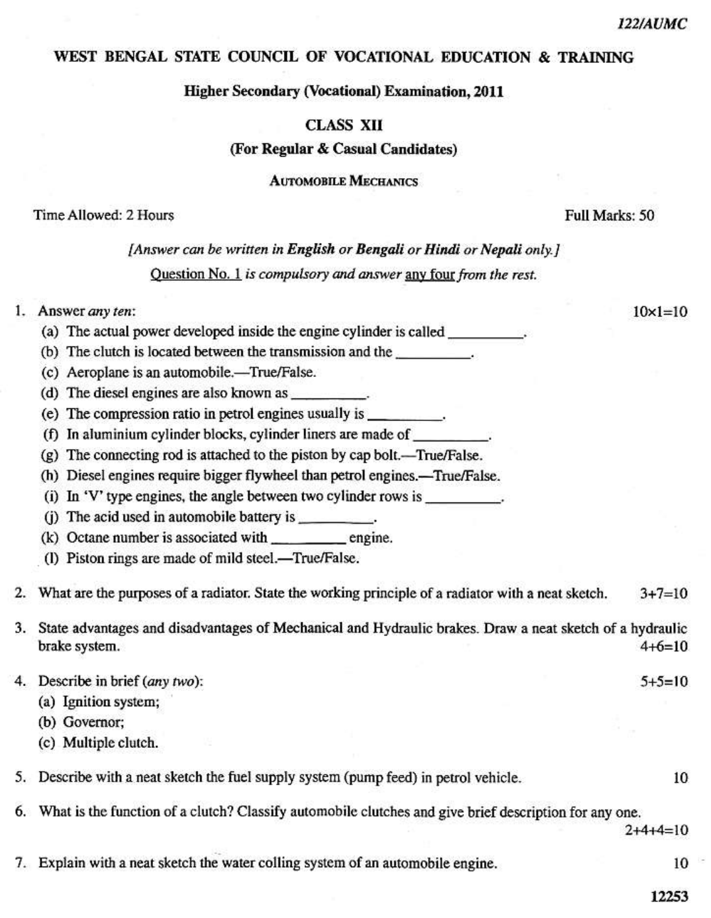122/AUMC

# WEST BENGAL STATE COUNCIL OF VOCATIONAL EDUCATION & TRAINING

## Higher Secondary (Vocational) Examination, 2011

## CLASS XII

### (For Regular & Casual Candidates)

### AUTOMOBILE MECHANICS

Time Allowed: 2 Hours — Full Marks: 50

*[Answer can be written in **English** or **Bengali** or **Hindi** or **Nepali** only.]*

Question No. 1 *is compulsory and answer* any four *from the rest.*

1. Answer *any ten*: — 10×1=10
   (a) The actual power developed inside the engine cylinder is called \_\_\_\_\_\_\_\_\_\_.
   (b) The clutch is located between the transmission and the \_\_\_\_\_\_\_\_\_\_.
   (c) Aeroplane is an automobile.—True/False.
   (d) The diesel engines are also known as \_\_\_\_\_\_\_\_\_\_.
   (e) The compression ratio in petrol engines usually is \_\_\_\_\_\_\_\_\_\_.
   (f) In aluminium cylinder blocks, cylinder liners are made of \_\_\_\_\_\_\_\_\_\_.
   (g) The connecting rod is attached to the piston by cap bolt.—True/False.
   (h) Diesel engines require bigger flywheel than petrol engines.—True/False.
   (i) In 'V' type engines, the angle between two cylinder rows is \_\_\_\_\_\_\_\_\_\_.
   (j) The acid used in automobile battery is \_\_\_\_\_\_\_\_\_\_.
   (k) Octane number is associated with \_\_\_\_\_\_\_\_\_\_ engine.
   (l) Piston rings are made of mild steel.—True/False.

2. What are the purposes of a radiator. State the working principle of a radiator with a neat sketch. — 3+7=10

3. State advantages and disadvantages of Mechanical and Hydraulic brakes. Draw a neat sketch of a hydraulic brake system. — 4+6=10

4. Describe in brief (*any two*): — 5+5=10
   (a) Ignition system;
   (b) Governor;
   (c) Multiple clutch.

5. Describe with a neat sketch the fuel supply system (pump feed) in petrol vehicle. — 10

6. What is the function of a clutch? Classify automobile clutches and give brief description for any one. — 2+4+4=10

7. Explain with a neat sketch the water colling system of an automobile engine. — 10

12253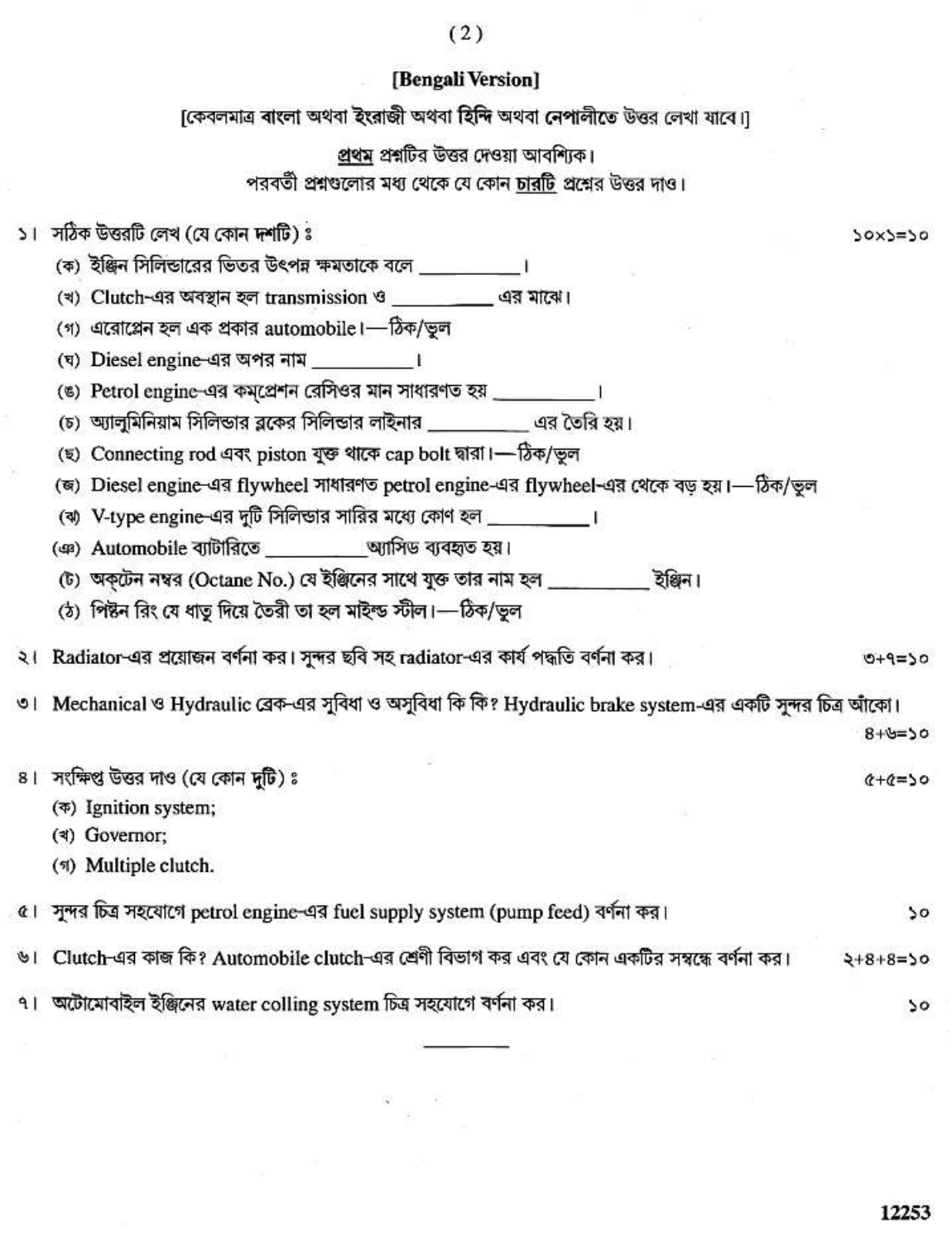## [Bengali Version]

[কেবলমাত্র বাংলা অথবা ইংরাজী অথবা হিন্দি অথবা নেপালীতে উত্তর লেখা যাবে।]

প্রথম প্রশ্নটির উত্তর দেওয়া আবশ্যিক।

পরবর্তী প্রশ্নগুলোর মধ্য থেকে যে কোন চারটি প্রশ্নের উত্তর দাও।

১। সঠিক উত্তরটি লেখ (যে কোন দশটি) ঃ ১০×১=১০

(ক) ইঞ্জিন সিলিন্ডারের ভিতর উৎপন্ন ক্ষমতাকে বলে __________।

(খ) Clutch-এর অবস্থান হল transmission ও __________ এর মাঝে।

(গ) এরোপ্লেন হল এক প্রকার automobile।—ঠিক/ভুল

(ঘ) Diesel engine-এর অপর নাম __________।

(ঙ) Petrol engine-এর কম্প্রেশন রেসিওর মান সাধারণত হয় __________।

(চ) অ্যালুমিনিয়াম সিলিন্ডার ব্লকের সিলিন্ডার লাইনার __________ এর তৈরি হয়।

(ছ) Connecting rod এবং piston যুক্ত থাকে cap bolt দ্বারা।—ঠিক/ভুল

(জ) Diesel engine-এর flywheel সাধারণত petrol engine-এর flywheel-এর থেকে বড় হয়।—ঠিক/ভুল

(ঝ) V-type engine-এর দুটি সিলিন্ডার সারির মধ্যে কোণ হল __________।

(ঞ) Automobile ব্যাটারিতে __________ অ্যাসিড ব্যবহৃত হয়।

(ট) অক্টেন নম্বর (Octane No.) যে ইঞ্জিনের সাথে যুক্ত তার নাম হল __________ ইঞ্জিন।

(ঠ) পিষ্টন রিং যে ধাতু দিয়ে তৈরী তা হল মাইল্ড স্টীল।—ঠিক/ভুল

২। Radiator-এর প্রয়োজন বর্ণনা কর। সুন্দর ছবি সহ radiator-এর কার্য পদ্ধতি বর্ণনা কর। ৩+৭=১০

৩। Mechanical ও Hydraulic ব্রেক-এর সুবিধা ও অসুবিধা কি কি? Hydraulic brake system-এর একটি সুন্দর চিত্র আঁকো। ৪+৬=১০

৪। সংক্ষিপ্ত উত্তর দাও (যে কোন দুটি) ঃ ৫+৫=১০

(ক) Ignition system;

(খ) Governor;

(গ) Multiple clutch.

৫। সুন্দর চিত্র সহযোগে petrol engine-এর fuel supply system (pump feed) বর্ণনা কর। ১০

৬। Clutch-এর কাজ কি? Automobile clutch-এর শ্রেণী বিভাগ কর এবং যে কোন একটির সম্বন্ধে বর্ণনা কর। ২+৪+৪=১০

৭। অটোমোবাইল ইঞ্জিনের water colling system চিত্র সহযোগে বর্ণনা কর। ১০

12253